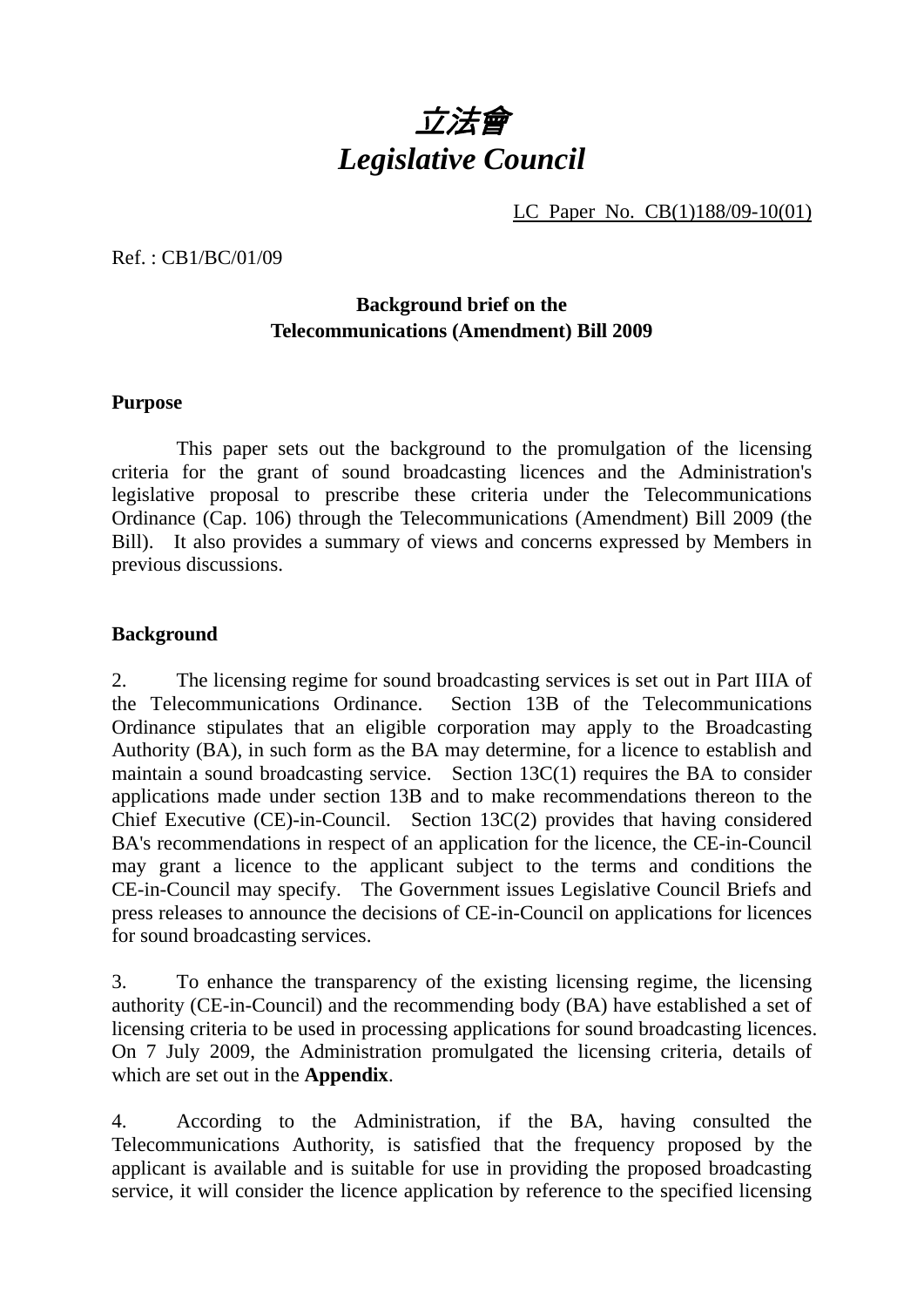# *立法會*
# *Legislative Council*

LC Paper No. CB(1)188/09-10(01)

Ref. : CB1/BC/01/09

**Background brief on the Telecommunications (Amendment) Bill 2009**

**Purpose**

This paper sets out the background to the promulgation of the licensing criteria for the grant of sound broadcasting licences and the Administration's legislative proposal to prescribe these criteria under the Telecommunications Ordinance (Cap. 106) through the Telecommunications (Amendment) Bill 2009 (the Bill). It also provides a summary of views and concerns expressed by Members in previous discussions.

**Background**

2. The licensing regime for sound broadcasting services is set out in Part IIIA of the Telecommunications Ordinance. Section 13B of the Telecommunications Ordinance stipulates that an eligible corporation may apply to the Broadcasting Authority (BA), in such form as the BA may determine, for a licence to establish and maintain a sound broadcasting service. Section 13C(1) requires the BA to consider applications made under section 13B and to make recommendations thereon to the Chief Executive (CE)-in-Council. Section 13C(2) provides that having considered BA's recommendations in respect of an application for the licence, the CE-in-Council may grant a licence to the applicant subject to the terms and conditions the CE-in-Council may specify. The Government issues Legislative Council Briefs and press releases to announce the decisions of CE-in-Council on applications for licences for sound broadcasting services.

3. To enhance the transparency of the existing licensing regime, the licensing authority (CE-in-Council) and the recommending body (BA) have established a set of licensing criteria to be used in processing applications for sound broadcasting licences. On 7 July 2009, the Administration promulgated the licensing criteria, details of which are set out in the **Appendix**.

4. According to the Administration, if the BA, having consulted the Telecommunications Authority, is satisfied that the frequency proposed by the applicant is available and is suitable for use in providing the proposed broadcasting service, it will consider the licence application by reference to the specified licensing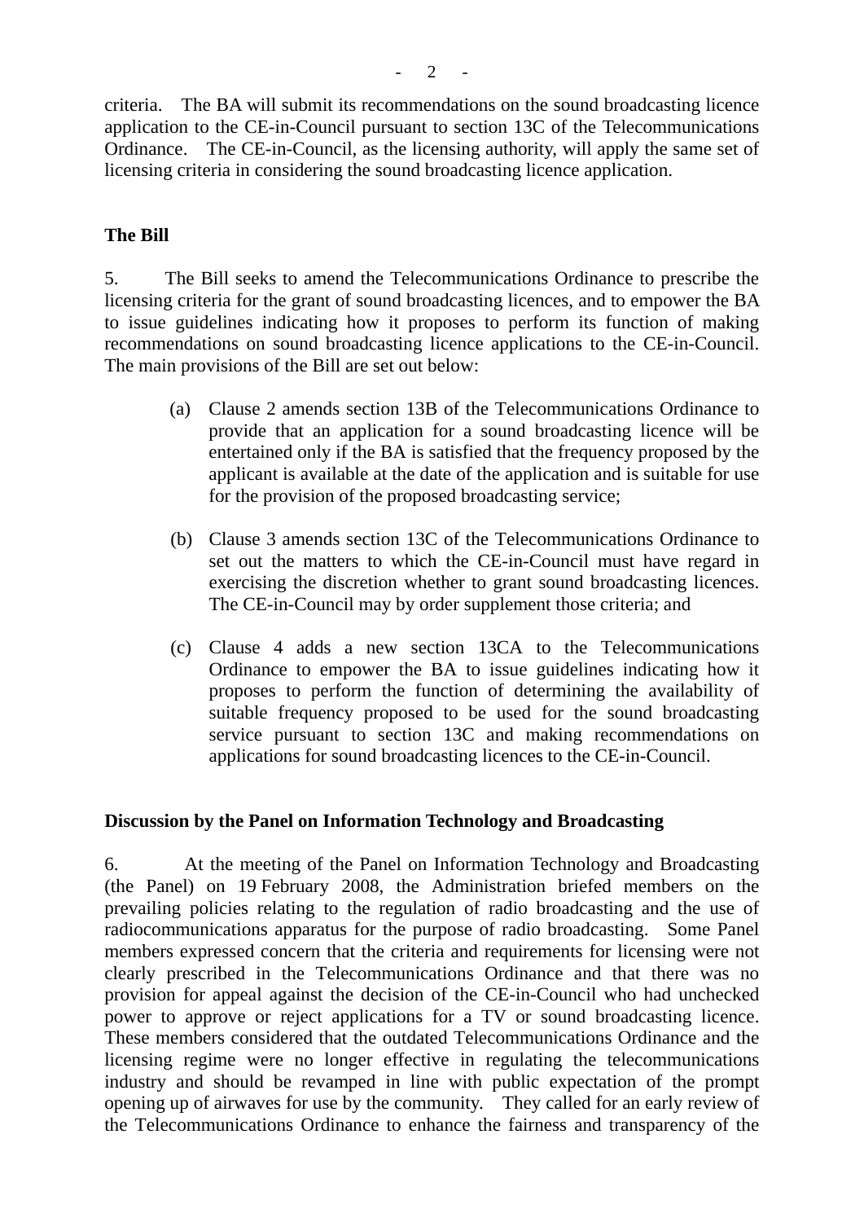criteria. The BA will submit its recommendations on the sound broadcasting licence application to the CE-in-Council pursuant to section 13C of the Telecommunications Ordinance. The CE-in-Council, as the licensing authority, will apply the same set of licensing criteria in considering the sound broadcasting licence application.

**The Bill**

5. The Bill seeks to amend the Telecommunications Ordinance to prescribe the licensing criteria for the grant of sound broadcasting licences, and to empower the BA to issue guidelines indicating how it proposes to perform its function of making recommendations on sound broadcasting licence applications to the CE-in-Council. The main provisions of the Bill are set out below:

(a) Clause 2 amends section 13B of the Telecommunications Ordinance to provide that an application for a sound broadcasting licence will be entertained only if the BA is satisfied that the frequency proposed by the applicant is available at the date of the application and is suitable for use for the provision of the proposed broadcasting service;

(b) Clause 3 amends section 13C of the Telecommunications Ordinance to set out the matters to which the CE-in-Council must have regard in exercising the discretion whether to grant sound broadcasting licences. The CE-in-Council may by order supplement those criteria; and

(c) Clause 4 adds a new section 13CA to the Telecommunications Ordinance to empower the BA to issue guidelines indicating how it proposes to perform the function of determining the availability of suitable frequency proposed to be used for the sound broadcasting service pursuant to section 13C and making recommendations on applications for sound broadcasting licences to the CE-in-Council.

**Discussion by the Panel on Information Technology and Broadcasting**

6. At the meeting of the Panel on Information Technology and Broadcasting (the Panel) on 19 February 2008, the Administration briefed members on the prevailing policies relating to the regulation of radio broadcasting and the use of radiocommunications apparatus for the purpose of radio broadcasting. Some Panel members expressed concern that the criteria and requirements for licensing were not clearly prescribed in the Telecommunications Ordinance and that there was no provision for appeal against the decision of the CE-in-Council who had unchecked power to approve or reject applications for a TV or sound broadcasting licence. These members considered that the outdated Telecommunications Ordinance and the licensing regime were no longer effective in regulating the telecommunications industry and should be revamped in line with public expectation of the prompt opening up of airwaves for use by the community. They called for an early review of the Telecommunications Ordinance to enhance the fairness and transparency of the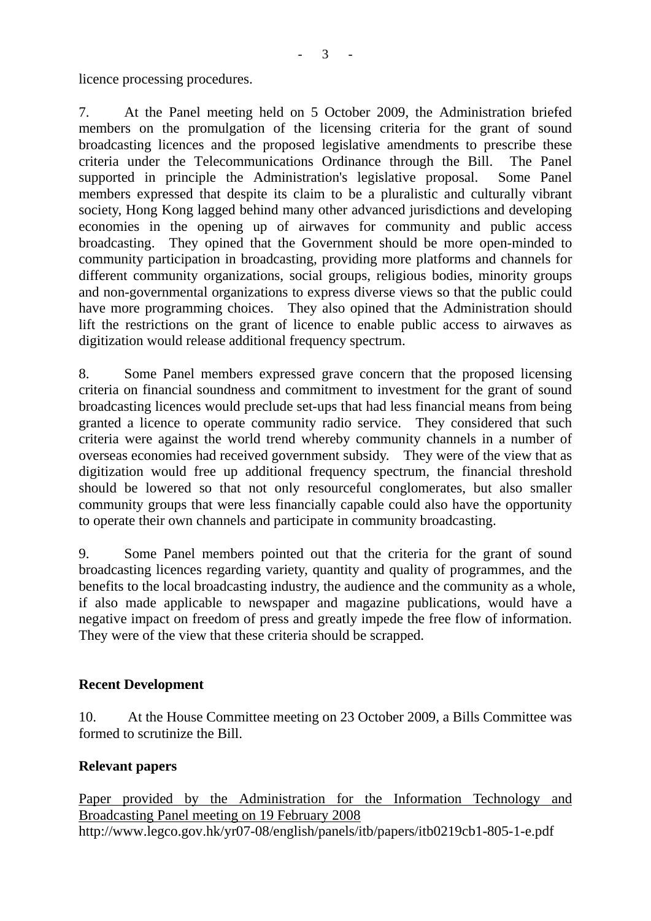licence processing procedures.

7. At the Panel meeting held on 5 October 2009, the Administration briefed members on the promulgation of the licensing criteria for the grant of sound broadcasting licences and the proposed legislative amendments to prescribe these criteria under the Telecommunications Ordinance through the Bill. The Panel supported in principle the Administration's legislative proposal. Some Panel members expressed that despite its claim to be a pluralistic and culturally vibrant society, Hong Kong lagged behind many other advanced jurisdictions and developing economies in the opening up of airwaves for community and public access broadcasting. They opined that the Government should be more open-minded to community participation in broadcasting, providing more platforms and channels for different community organizations, social groups, religious bodies, minority groups and non-governmental organizations to express diverse views so that the public could have more programming choices. They also opined that the Administration should lift the restrictions on the grant of licence to enable public access to airwaves as digitization would release additional frequency spectrum.

8. Some Panel members expressed grave concern that the proposed licensing criteria on financial soundness and commitment to investment for the grant of sound broadcasting licences would preclude set-ups that had less financial means from being granted a licence to operate community radio service. They considered that such criteria were against the world trend whereby community channels in a number of overseas economies had received government subsidy. They were of the view that as digitization would free up additional frequency spectrum, the financial threshold should be lowered so that not only resourceful conglomerates, but also smaller community groups that were less financially capable could also have the opportunity to operate their own channels and participate in community broadcasting.

9. Some Panel members pointed out that the criteria for the grant of sound broadcasting licences regarding variety, quantity and quality of programmes, and the benefits to the local broadcasting industry, the audience and the community as a whole, if also made applicable to newspaper and magazine publications, would have a negative impact on freedom of press and greatly impede the free flow of information. They were of the view that these criteria should be scrapped.

**Recent Development**

10. At the House Committee meeting on 23 October 2009, a Bills Committee was formed to scrutinize the Bill.

**Relevant papers**

Paper provided by the Administration for the Information Technology and Broadcasting Panel meeting on 19 February 2008
http://www.legco.gov.hk/yr07-08/english/panels/itb/papers/itb0219cb1-805-1-e.pdf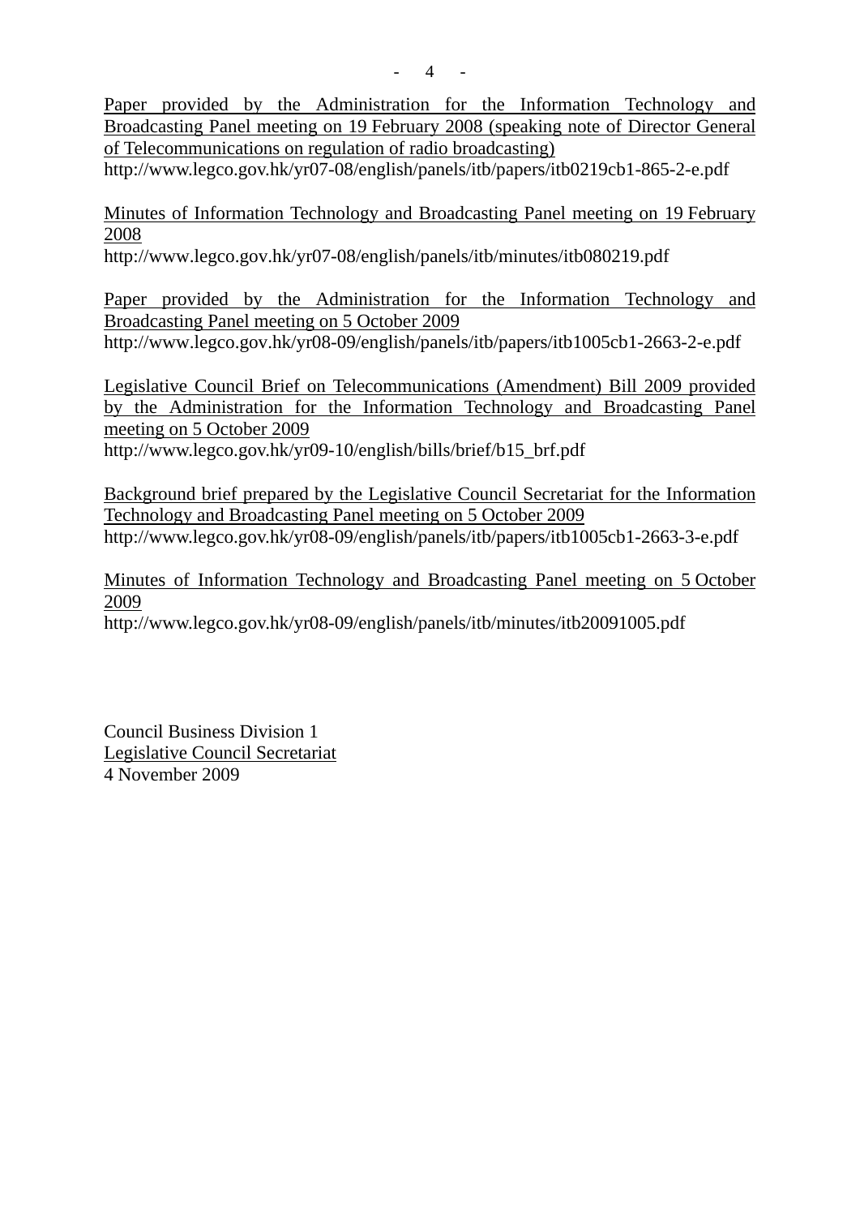Paper provided by the Administration for the Information Technology and Broadcasting Panel meeting on 19 February 2008 (speaking note of Director General of Telecommunications on regulation of radio broadcasting)
http://www.legco.gov.hk/yr07-08/english/panels/itb/papers/itb0219cb1-865-2-e.pdf

Minutes of Information Technology and Broadcasting Panel meeting on 19 February 2008
http://www.legco.gov.hk/yr07-08/english/panels/itb/minutes/itb080219.pdf

Paper provided by the Administration for the Information Technology and Broadcasting Panel meeting on 5 October 2009
http://www.legco.gov.hk/yr08-09/english/panels/itb/papers/itb1005cb1-2663-2-e.pdf

Legislative Council Brief on Telecommunications (Amendment) Bill 2009 provided by the Administration for the Information Technology and Broadcasting Panel meeting on 5 October 2009
http://www.legco.gov.hk/yr09-10/english/bills/brief/b15_brf.pdf

Background brief prepared by the Legislative Council Secretariat for the Information Technology and Broadcasting Panel meeting on 5 October 2009
http://www.legco.gov.hk/yr08-09/english/panels/itb/papers/itb1005cb1-2663-3-e.pdf

Minutes of Information Technology and Broadcasting Panel meeting on 5 October 2009
http://www.legco.gov.hk/yr08-09/english/panels/itb/minutes/itb20091005.pdf

Council Business Division 1
Legislative Council Secretariat
4 November 2009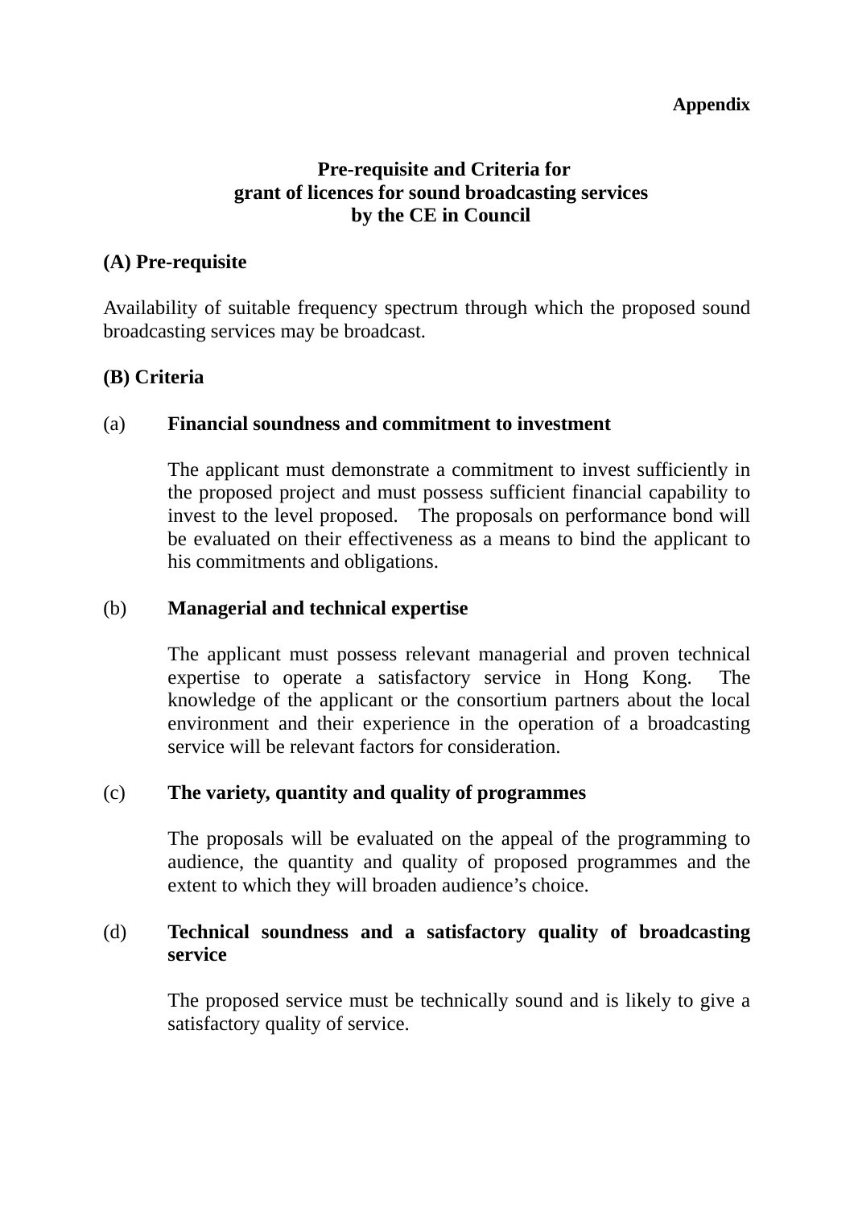**Appendix**

## Pre-requisite and Criteria for grant of licences for sound broadcasting services by the CE in Council

### (A) Pre-requisite

Availability of suitable frequency spectrum through which the proposed sound broadcasting services may be broadcast.

### (B) Criteria

(a) **Financial soundness and commitment to investment**

The applicant must demonstrate a commitment to invest sufficiently in the proposed project and must possess sufficient financial capability to invest to the level proposed. The proposals on performance bond will be evaluated on their effectiveness as a means to bind the applicant to his commitments and obligations.

(b) **Managerial and technical expertise**

The applicant must possess relevant managerial and proven technical expertise to operate a satisfactory service in Hong Kong. The knowledge of the applicant or the consortium partners about the local environment and their experience in the operation of a broadcasting service will be relevant factors for consideration.

(c) **The variety, quantity and quality of programmes**

The proposals will be evaluated on the appeal of the programming to audience, the quantity and quality of proposed programmes and the extent to which they will broaden audience's choice.

(d) **Technical soundness and a satisfactory quality of broadcasting service**

The proposed service must be technically sound and is likely to give a satisfactory quality of service.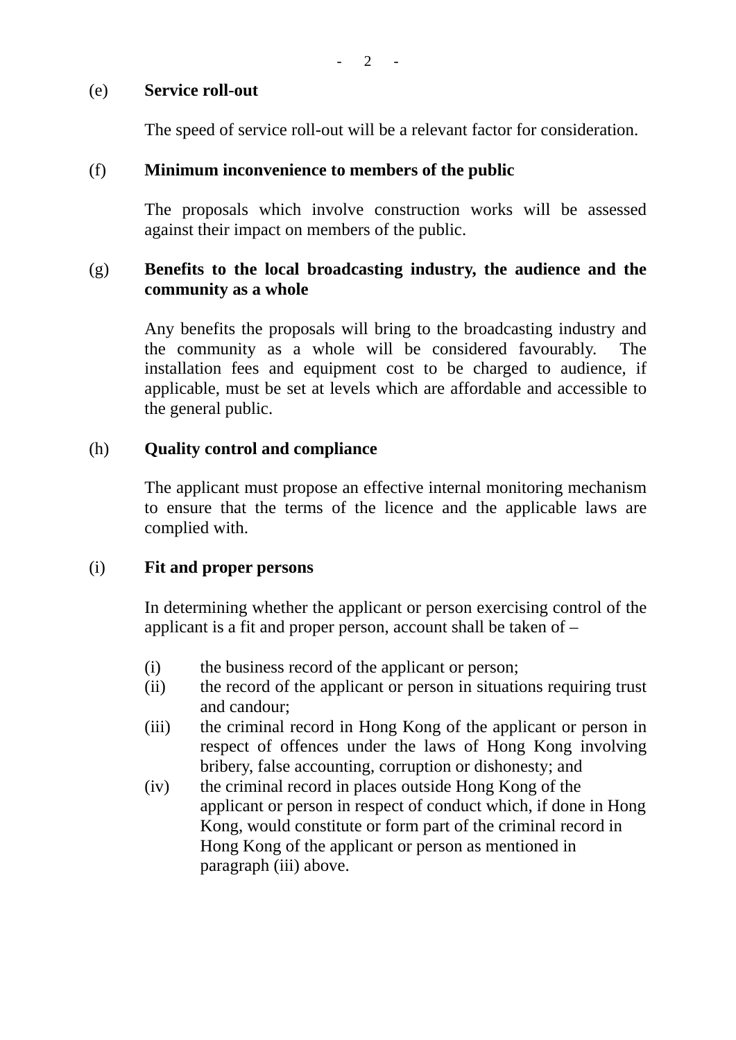(e) **Service roll-out**

The speed of service roll-out will be a relevant factor for consideration.

(f) **Minimum inconvenience to members of the public**

The proposals which involve construction works will be assessed against their impact on members of the public.

(g) **Benefits to the local broadcasting industry, the audience and the community as a whole**

Any benefits the proposals will bring to the broadcasting industry and the community as a whole will be considered favourably. The installation fees and equipment cost to be charged to audience, if applicable, must be set at levels which are affordable and accessible to the general public.

(h) **Quality control and compliance**

The applicant must propose an effective internal monitoring mechanism to ensure that the terms of the licence and the applicable laws are complied with.

(i) **Fit and proper persons**

In determining whether the applicant or person exercising control of the applicant is a fit and proper person, account shall be taken of –

(i) the business record of the applicant or person;
(ii) the record of the applicant or person in situations requiring trust and candour;
(iii) the criminal record in Hong Kong of the applicant or person in respect of offences under the laws of Hong Kong involving bribery, false accounting, corruption or dishonesty; and
(iv) the criminal record in places outside Hong Kong of the applicant or person in respect of conduct which, if done in Hong Kong, would constitute or form part of the criminal record in Hong Kong of the applicant or person as mentioned in paragraph (iii) above.